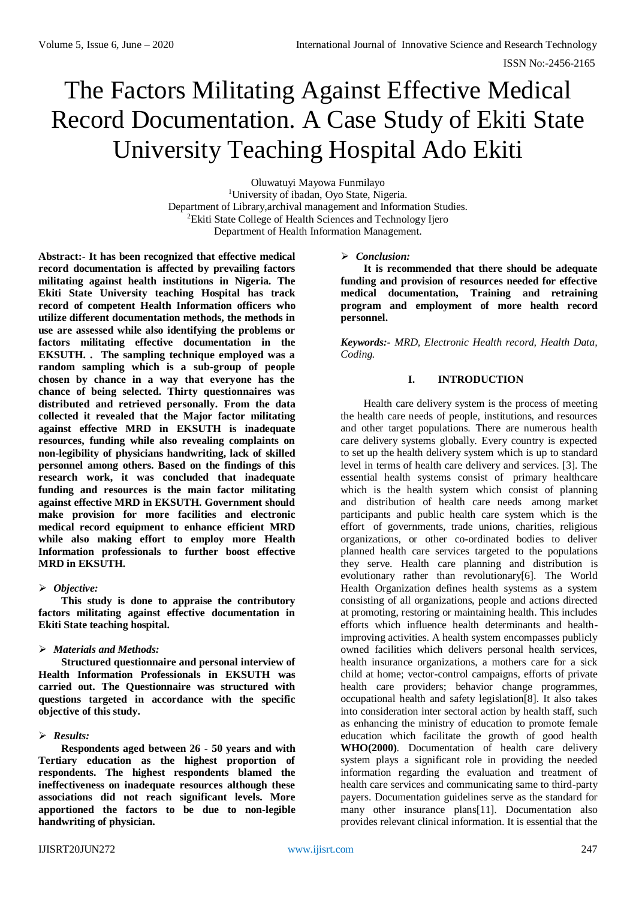# The Factors Militating Against Effective Medical Record Documentation. A Case Study of Ekiti State University Teaching Hospital Ado Ekiti

Oluwatuyi Mayowa Funmilayo
[1]University of ibadan, Oyo State, Nigeria.
Department of Library,archival management and Information Studies.
[2]Ekiti State College of Health Sciences and Technology Ijero
Department of Health Information Management.

**Abstract:- It has been recognized that effective medical record documentation is affected by prevailing factors militating against health institutions in Nigeria. The Ekiti State University teaching Hospital has track record of competent Health Information officers who utilize different documentation methods, the methods in use are assessed while also identifying the problems or factors militating effective documentation in the EKSUTH. . The sampling technique employed was a random sampling which is a sub-group of people chosen by chance in a way that everyone has the chance of being selected. Thirty questionnaires was distributed and retrieved personally. From the data collected it revealed that the Major factor militating against effective MRD in EKSUTH is inadequate resources, funding while also revealing complaints on non-legibility of physicians handwriting, lack of skilled personnel among others. Based on the findings of this research work, it was concluded that inadequate funding and resources is the main factor militating against effective MRD in EKSUTH. Government should make provision for more facilities and electronic medical record equipment to enhance efficient MRD while also making effort to employ more Health Information professionals to further boost effective MRD in EKSUTH.**

- ***Objective:***

**This study is done to appraise the contributory factors militating against effective documentation in Ekiti State teaching hospital.**

- ***Materials and Methods:***

**Structured questionnaire and personal interview of Health Information Professionals in EKSUTH was carried out. The Questionnaire was structured with questions targeted in accordance with the specific objective of this study.**

- ***Results:***

**Respondents aged between 26 - 50 years and with Tertiary education as the highest proportion of respondents. The highest respondents blamed the ineffectiveness on inadequate resources although these associations did not reach significant levels. More apportioned the factors to be due to non-legible handwriting of physician.**

- ***Conclusion:***

**It is recommended that there should be adequate funding and provision of resources needed for effective medical documentation, Training and retraining program and employment of more health record personnel.**

***Keywords:-*** *MRD, Electronic Health record, Health Data, Coding.*

## I. INTRODUCTION

Health care delivery system is the process of meeting the health care needs of people, institutions, and resources and other target populations. There are numerous health care delivery systems globally. Every country is expected to set up the health delivery system which is up to standard level in terms of health care delivery and services. [3]. The essential health systems consist of primary healthcare which is the health system which consist of planning and distribution of health care needs among market participants and public health care system which is the effort of governments, trade unions, charities, religious organizations, or other co-ordinated bodies to deliver planned health care services targeted to the populations they serve. Health care planning and distribution is evolutionary rather than revolutionary[6]. The World Health Organization defines health systems as a system consisting of all organizations, people and actions directed at promoting, restoring or maintaining health. This includes efforts which influence health determinants and health-improving activities. A health system encompasses publicly owned facilities which delivers personal health services, health insurance organizations, a mothers care for a sick child at home; vector-control campaigns, efforts of private health care providers; behavior change programmes, occupational health and safety legislation[8]. It also takes into consideration inter sectoral action by health staff, such as enhancing the ministry of education to promote female education which facilitate the growth of good health **WHO(2000)**. Documentation of health care delivery system plays a significant role in providing the needed information regarding the evaluation and treatment of health care services and communicating same to third-party payers. Documentation guidelines serve as the standard for many other insurance plans[11]. Documentation also provides relevant clinical information. It is essential that the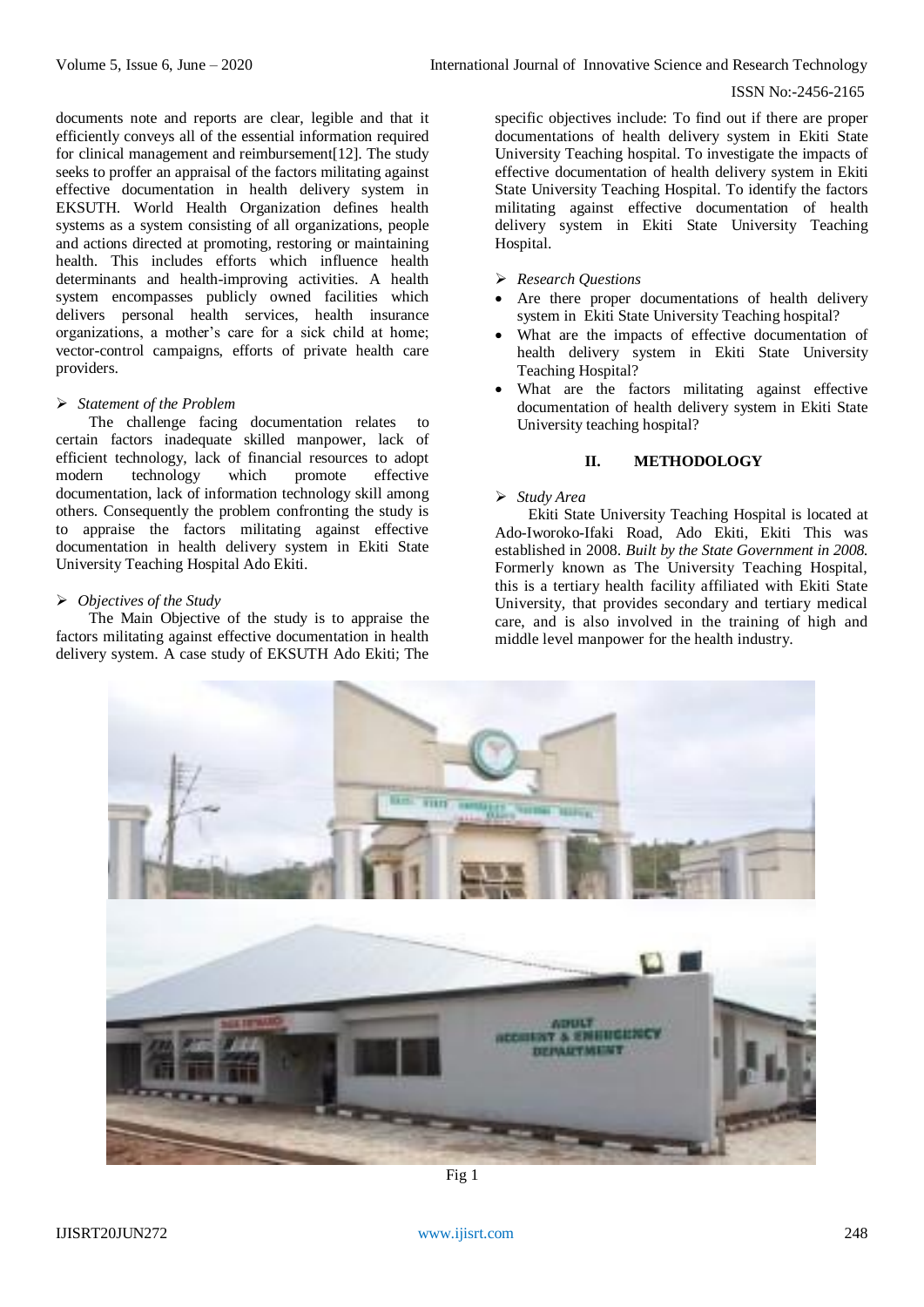documents note and reports are clear, legible and that it efficiently conveys all of the essential information required for clinical management and reimbursement[12]. The study seeks to proffer an appraisal of the factors militating against effective documentation in health delivery system in EKSUTH. World Health Organization defines health systems as a system consisting of all organizations, people and actions directed at promoting, restoring or maintaining health. This includes efforts which influence health determinants and health-improving activities. A health system encompasses publicly owned facilities which delivers personal health services, health insurance organizations, a mother's care for a sick child at home; vector-control campaigns, efforts of private health care providers.

### *Statement of the Problem*

The challenge facing documentation relates to certain factors inadequate skilled manpower, lack of efficient technology, lack of financial resources to adopt modern technology which promote effective documentation, lack of information technology skill among others. Consequently the problem confronting the study is to appraise the factors militating against effective documentation in health delivery system in Ekiti State University Teaching Hospital Ado Ekiti.

### *Objectives of the Study*

The Main Objective of the study is to appraise the factors militating against effective documentation in health delivery system. A case study of EKSUTH Ado Ekiti; The specific objectives include: To find out if there are proper documentations of health delivery system in Ekiti State University Teaching hospital. To investigate the impacts of effective documentation of health delivery system in Ekiti State University Teaching Hospital. To identify the factors militating against effective documentation of health delivery system in Ekiti State University Teaching Hospital.

### *Research Questions*

- Are there proper documentations of health delivery system in Ekiti State University Teaching hospital?
- What are the impacts of effective documentation of health delivery system in Ekiti State University Teaching Hospital?
- What are the factors militating against effective documentation of health delivery system in Ekiti State University teaching hospital?

## II. METHODOLOGY

### *Study Area*

Ekiti State University Teaching Hospital is located at Ado-Iworoko-Ifaki Road, Ado Ekiti, Ekiti This was established in 2008. *Built by the State Government in 2008.* Formerly known as The University Teaching Hospital, this is a tertiary health facility affiliated with Ekiti State University, that provides secondary and tertiary medical care, and is also involved in the training of high and middle level manpower for the health industry.

Fig 1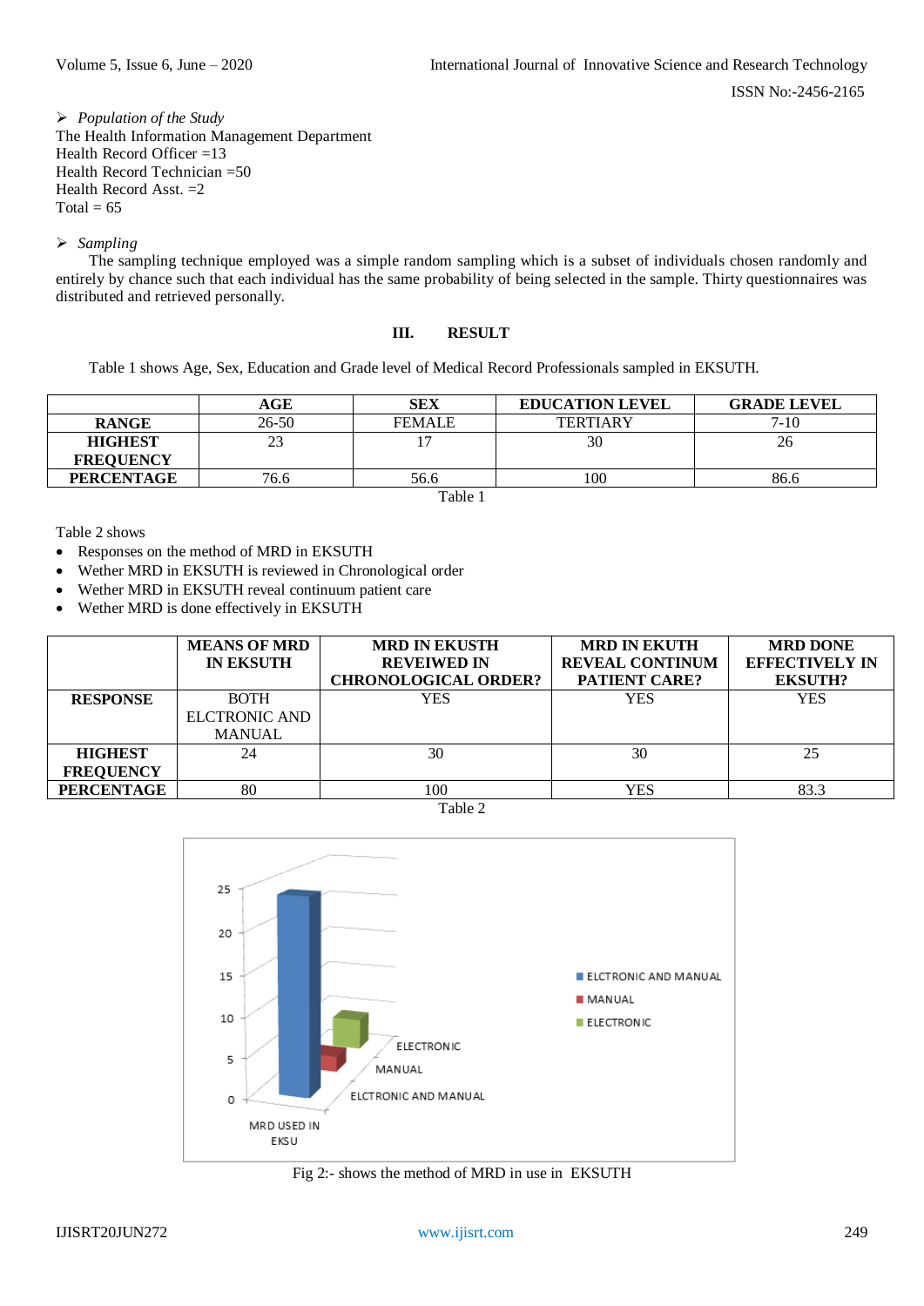➢ *Population of the Study*

The Health Information Management Department
Health Record Officer =13
Health Record Technician =50
Health Record Asst. =2
Total = 65

➢ *Sampling*

The sampling technique employed was a simple random sampling which is a subset of individuals chosen randomly and entirely by chance such that each individual has the same probability of being selected in the sample. Thirty questionnaires was distributed and retrieved personally.

## III. RESULT

Table 1 shows Age, Sex, Education and Grade level of Medical Record Professionals sampled in EKSUTH.

| | **AGE** | **SEX** | **EDUCATION LEVEL** | **GRADE LEVEL** |
|---|---|---|---|---|
| **RANGE** | 26-50 | FEMALE | TERTIARY | 7-10 |
| **HIGHEST FREQUENCY** | 23 | 17 | 30 | 26 |
| **PERCENTAGE** | 76.6 | 56.6 | 100 | 86.6 |

Table 1

Table 2 shows

- Responses on the method of MRD in EKSUTH
- Wether MRD in EKSUTH is reviewed in Chronological order
- Wether MRD in EKSUTH reveal continuum patient care
- Wether MRD is done effectively in EKSUTH

| | **MEANS OF MRD IN EKSUTH** | **MRD IN EKUSTH REVEIWED IN CHRONOLOGICAL ORDER?** | **MRD IN EKUTH REVEAL CONTINUM PATIENT CARE?** | **MRD DONE EFFECTIVELY IN EKSUTH?** |
|---|---|---|---|---|
| **RESPONSE** | BOTH ELCTRONIC AND MANUAL | YES | YES | YES |
| **HIGHEST FREQUENCY** | 24 | 30 | 30 | 25 |
| **PERCENTAGE** | 80 | 100 | YES | 83.3 |

Table 2

Fig 2:- shows the method of MRD in use in EKSUTH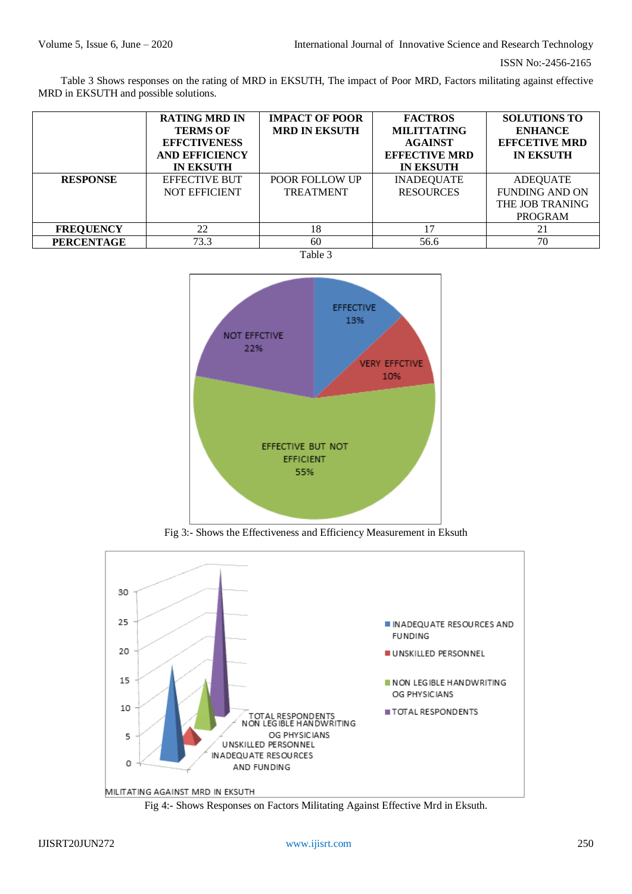Table 3 Shows responses on the rating of MRD in EKSUTH, The impact of Poor MRD, Factors militating against effective MRD in EKSUTH and possible solutions.

| | RATING MRD IN TERMS OF EFFCTIVENESS AND EFFICIENCY IN EKSUTH | IMPACT OF POOR MRD IN EKSUTH | FACTROS MILITTATING AGAINST EFFECTIVE MRD IN EKSUTH | SOLUTIONS TO ENHANCE EFFCETIVE MRD IN EKSUTH |
|---|---|---|---|---|
| **RESPONSE** | EFFECTIVE BUT NOT EFFICIENT | POOR FOLLOW UP TREATMENT | INADEQUATE RESOURCES | ADEQUATE FUNDING AND ON THE JOB TRANING PROGRAM |
| **FREQUENCY** | 22 | 18 | 17 | 21 |
| **PERCENTAGE** | 73.3 | 60 | 56.6 | 70 |

Table 3

Fig 3:- Shows the Effectiveness and Efficiency Measurement in Eksuth

Fig 4:- Shows Responses on Factors Militating Against Effective Mrd in Eksuth.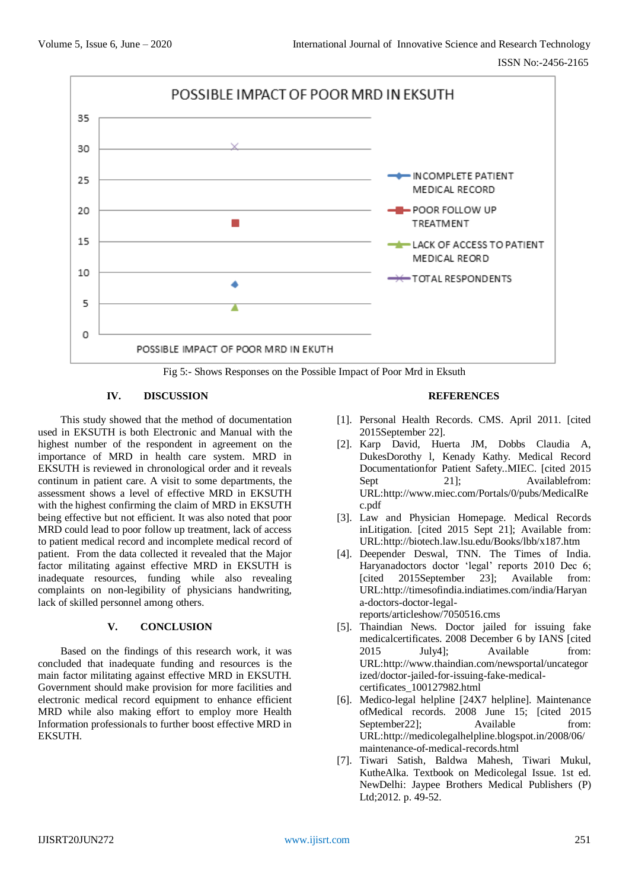Fig 5:- Shows Responses on the Possible Impact of Poor Mrd in Eksuth

## IV. DISCUSSION

This study showed that the method of documentation used in EKSUTH is both Electronic and Manual with the highest number of the respondent in agreement on the importance of MRD in health care system. MRD in EKSUTH is reviewed in chronological order and it reveals continum in patient care. A visit to some departments, the assessment shows a level of effective MRD in EKSUTH with the highest confirming the claim of MRD in EKSUTH being effective but not efficient. It was also noted that poor MRD could lead to poor follow up treatment, lack of access to patient medical record and incomplete medical record of patient. From the data collected it revealed that the Major factor militating against effective MRD in EKSUTH is inadequate resources, funding while also revealing complaints on non-legibility of physicians handwriting, lack of skilled personnel among others.

## V. CONCLUSION

Based on the findings of this research work, it was concluded that inadequate funding and resources is the main factor militating against effective MRD in EKSUTH. Government should make provision for more facilities and electronic medical record equipment to enhance efficient MRD while also making effort to employ more Health Information professionals to further boost effective MRD in EKSUTH.

## REFERENCES

[1]. Personal Health Records. CMS. April 2011. [cited 2015September 22].

[2]. Karp David, Huerta JM, Dobbs Claudia A, DukesDorothy l, Kenady Kathy. Medical Record Documentationfor Patient Safety..MIEC. [cited 2015 Sept 21]; Availablefrom: URL:http://www.miec.com/Portals/0/pubs/MedicalRec.pdf

[3]. Law and Physician Homepage. Medical Records inLitigation. [cited 2015 Sept 21]; Available from: URL:http://biotech.law.lsu.edu/Books/lbb/x187.htm

[4]. Deepender Deswal, TNN. The Times of India. Haryanadoctors doctor 'legal' reports 2010 Dec 6; [cited 2015September 23]; Available from: URL:http://timesofindia.indiatimes.com/india/Haryana-doctors-doctor-legal-reports/articleshow/7050516.cms

[5]. Thaindian News. Doctor jailed for issuing fake medicalcertificates. 2008 December 6 by IANS [cited 2015 July4]; Available from: URL:http://www.thaindian.com/newsportal/uncategorized/doctor-jailed-for-issuing-fake-medical-certificates_100127982.html

[6]. Medico-legal helpline [24X7 helpline]. Maintenance ofMedical records. 2008 June 15; [cited 2015 September22]; Available from: URL:http://medicolegalhelpline.blogspot.in/2008/06/maintenance-of-medical-records.html

[7]. Tiwari Satish, Baldwa Mahesh, Tiwari Mukul, KutheAlka. Textbook on Medicolegal Issue. 1st ed. NewDelhi: Jaypee Brothers Medical Publishers (P) Ltd;2012. p. 49-52.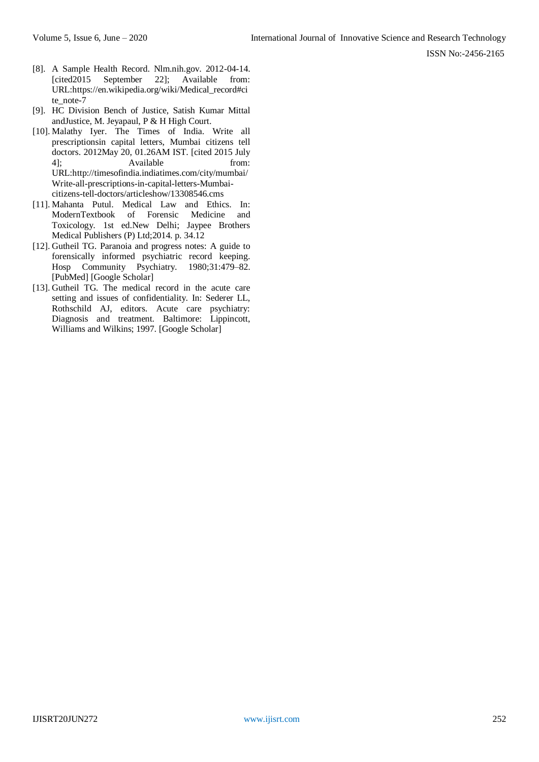[8]. A Sample Health Record. Nlm.nih.gov. 2012-04-14. [cited2015 September 22]; Available from: URL:https://en.wikipedia.org/wiki/Medical_record#cite_note-7

[9]. HC Division Bench of Justice, Satish Kumar Mittal andJustice, M. Jeyapaul, P & H High Court.

[10]. Malathy Iyer. The Times of India. Write all prescriptionsin capital letters, Mumbai citizens tell doctors. 2012May 20, 01.26AM IST. [cited 2015 July 4]; Available from: URL:http://timesofindia.indiatimes.com/city/mumbai/Write-all-prescriptions-in-capital-letters-Mumbai-citizens-tell-doctors/articleshow/13308546.cms

[11]. Mahanta Putul. Medical Law and Ethics. In: ModernTextbook of Forensic Medicine and Toxicology. 1st ed.New Delhi; Jaypee Brothers Medical Publishers (P) Ltd;2014. p. 34.12

[12]. Gutheil TG. Paranoia and progress notes: A guide to forensically informed psychiatric record keeping. Hosp Community Psychiatry. 1980;31:479–82. [PubMed] [Google Scholar]

[13]. Gutheil TG. The medical record in the acute care setting and issues of confidentiality. In: Sederer LL, Rothschild AJ, editors. Acute care psychiatry: Diagnosis and treatment. Baltimore: Lippincott, Williams and Wilkins; 1997. [Google Scholar]